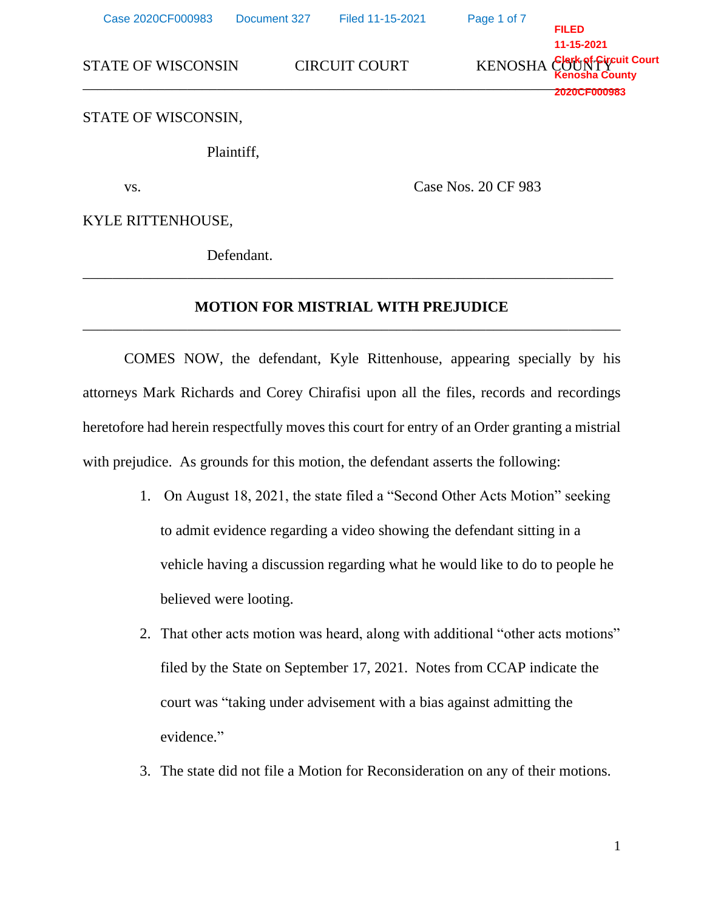STATE OF WISCONSIN CIRCUIT COURT KENOSHA COUNTY

---

STATE OF WISCONSIN,

Plaintiff,

vs. Case Nos. 20 CF 983

KYLE RITTENHOUSE,

Defendant.

---

**MOTION FOR MISTRIAL WITH PREJUDICE**

---

COMES NOW, the defendant, Kyle Rittenhouse, appearing specially by his attorneys Mark Richards and Corey Chirafisi upon all the files, records and recordings heretofore had herein respectfully moves this court for entry of an Order granting a mistrial with prejudice. As grounds for this motion, the defendant asserts the following:

1. On August 18, 2021, the state filed a "Second Other Acts Motion" seeking to admit evidence regarding a video showing the defendant sitting in a vehicle having a discussion regarding what he would like to do to people he believed were looting.
2. That other acts motion was heard, along with additional "other acts motions" filed by the State on September 17, 2021. Notes from CCAP indicate the court was "taking under advisement with a bias against admitting the evidence."
3. The state did not file a Motion for Reconsideration on any of their motions.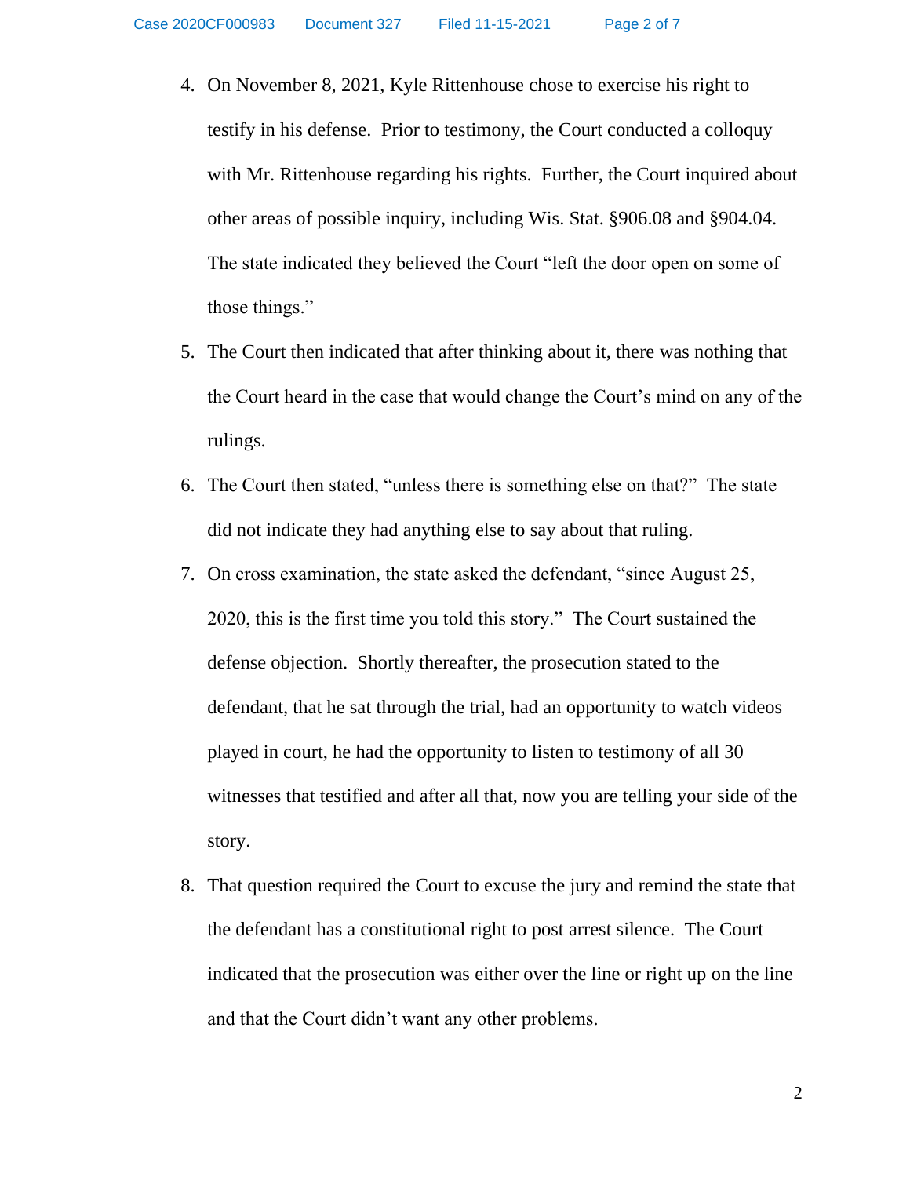4. On November 8, 2021, Kyle Rittenhouse chose to exercise his right to testify in his defense. Prior to testimony, the Court conducted a colloquy with Mr. Rittenhouse regarding his rights. Further, the Court inquired about other areas of possible inquiry, including Wis. Stat. §906.08 and §904.04. The state indicated they believed the Court "left the door open on some of those things."

5. The Court then indicated that after thinking about it, there was nothing that the Court heard in the case that would change the Court's mind on any of the rulings.

6. The Court then stated, "unless there is something else on that?" The state did not indicate they had anything else to say about that ruling.

7. On cross examination, the state asked the defendant, "since August 25, 2020, this is the first time you told this story." The Court sustained the defense objection. Shortly thereafter, the prosecution stated to the defendant, that he sat through the trial, had an opportunity to watch videos played in court, he had the opportunity to listen to testimony of all 30 witnesses that testified and after all that, now you are telling your side of the story.

8. That question required the Court to excuse the jury and remind the state that the defendant has a constitutional right to post arrest silence. The Court indicated that the prosecution was either over the line or right up on the line and that the Court didn't want any other problems.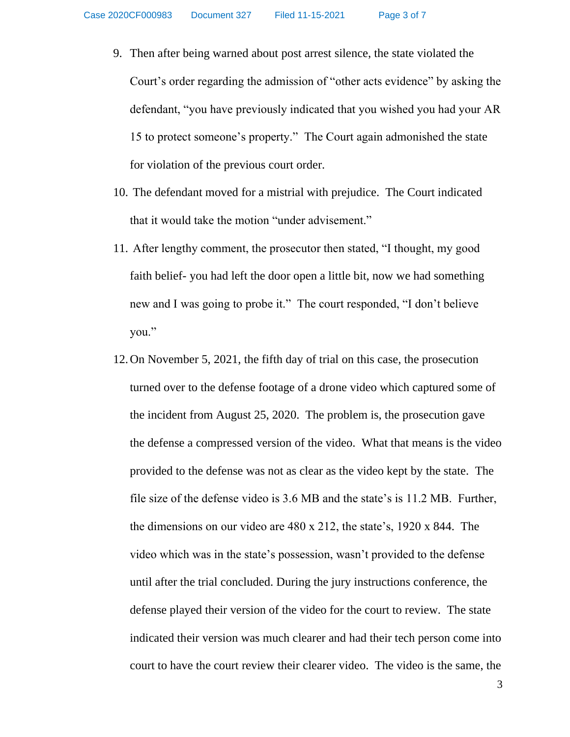9. Then after being warned about post arrest silence, the state violated the Court's order regarding the admission of "other acts evidence" by asking the defendant, "you have previously indicated that you wished you had your AR 15 to protect someone's property." The Court again admonished the state for violation of the previous court order.

10. The defendant moved for a mistrial with prejudice. The Court indicated that it would take the motion "under advisement."

11. After lengthy comment, the prosecutor then stated, "I thought, my good faith belief- you had left the door open a little bit, now we had something new and I was going to probe it." The court responded, "I don't believe you."

12. On November 5, 2021, the fifth day of trial on this case, the prosecution turned over to the defense footage of a drone video which captured some of the incident from August 25, 2020. The problem is, the prosecution gave the defense a compressed version of the video. What that means is the video provided to the defense was not as clear as the video kept by the state. The file size of the defense video is 3.6 MB and the state's is 11.2 MB. Further, the dimensions on our video are 480 x 212, the state's, 1920 x 844. The video which was in the state's possession, wasn't provided to the defense until after the trial concluded. During the jury instructions conference, the defense played their version of the video for the court to review. The state indicated their version was much clearer and had their tech person come into court to have the court review their clearer video. The video is the same, the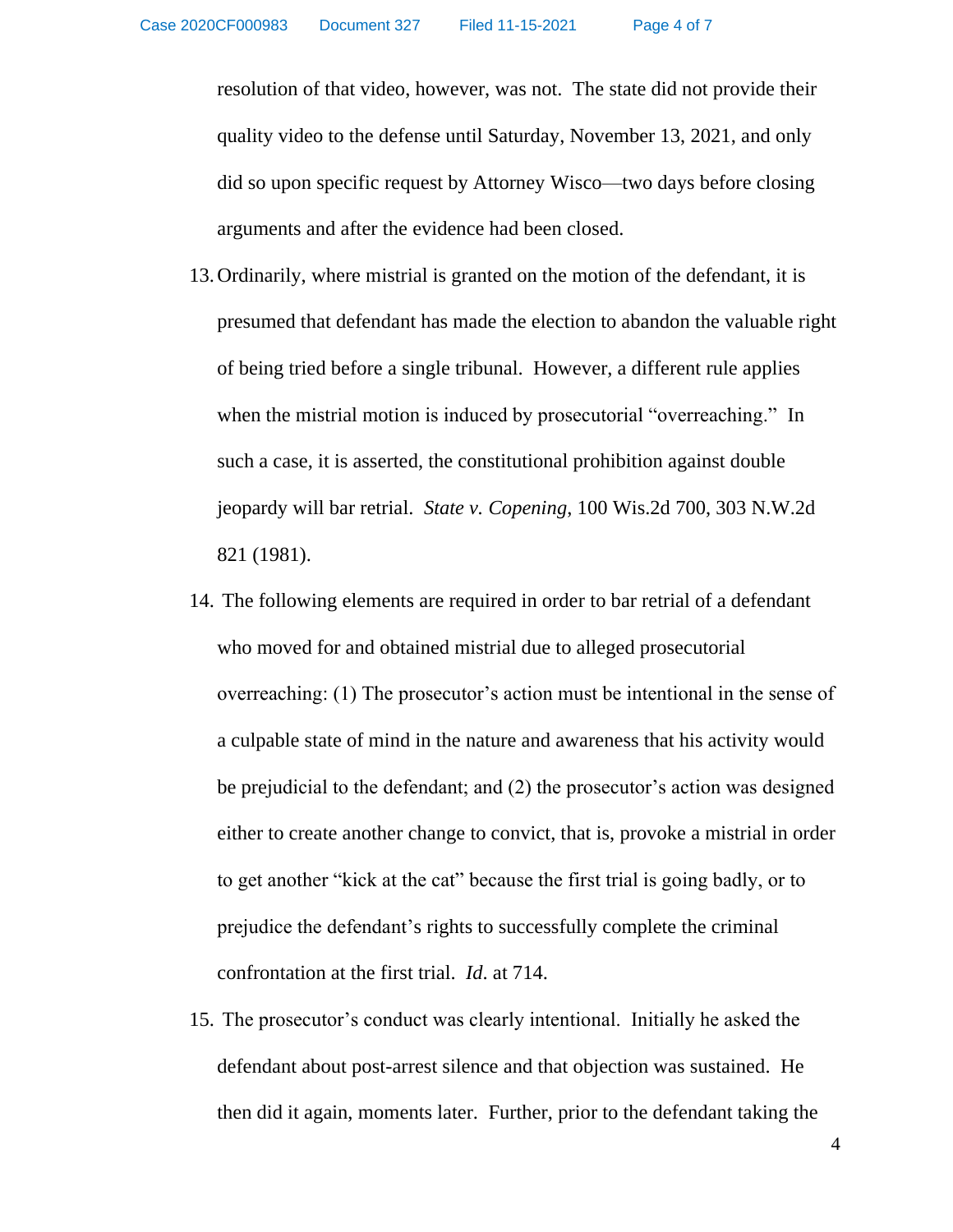resolution of that video, however, was not. The state did not provide their quality video to the defense until Saturday, November 13, 2021, and only did so upon specific request by Attorney Wisco—two days before closing arguments and after the evidence had been closed.

13. Ordinarily, where mistrial is granted on the motion of the defendant, it is presumed that defendant has made the election to abandon the valuable right of being tried before a single tribunal. However, a different rule applies when the mistrial motion is induced by prosecutorial "overreaching." In such a case, it is asserted, the constitutional prohibition against double jeopardy will bar retrial. *State v. Copening*, 100 Wis.2d 700, 303 N.W.2d 821 (1981).

14. The following elements are required in order to bar retrial of a defendant who moved for and obtained mistrial due to alleged prosecutorial overreaching: (1) The prosecutor's action must be intentional in the sense of a culpable state of mind in the nature and awareness that his activity would be prejudicial to the defendant; and (2) the prosecutor's action was designed either to create another change to convict, that is, provoke a mistrial in order to get another "kick at the cat" because the first trial is going badly, or to prejudice the defendant's rights to successfully complete the criminal confrontation at the first trial. *Id.* at 714.

15. The prosecutor's conduct was clearly intentional. Initially he asked the defendant about post-arrest silence and that objection was sustained. He then did it again, moments later. Further, prior to the defendant taking the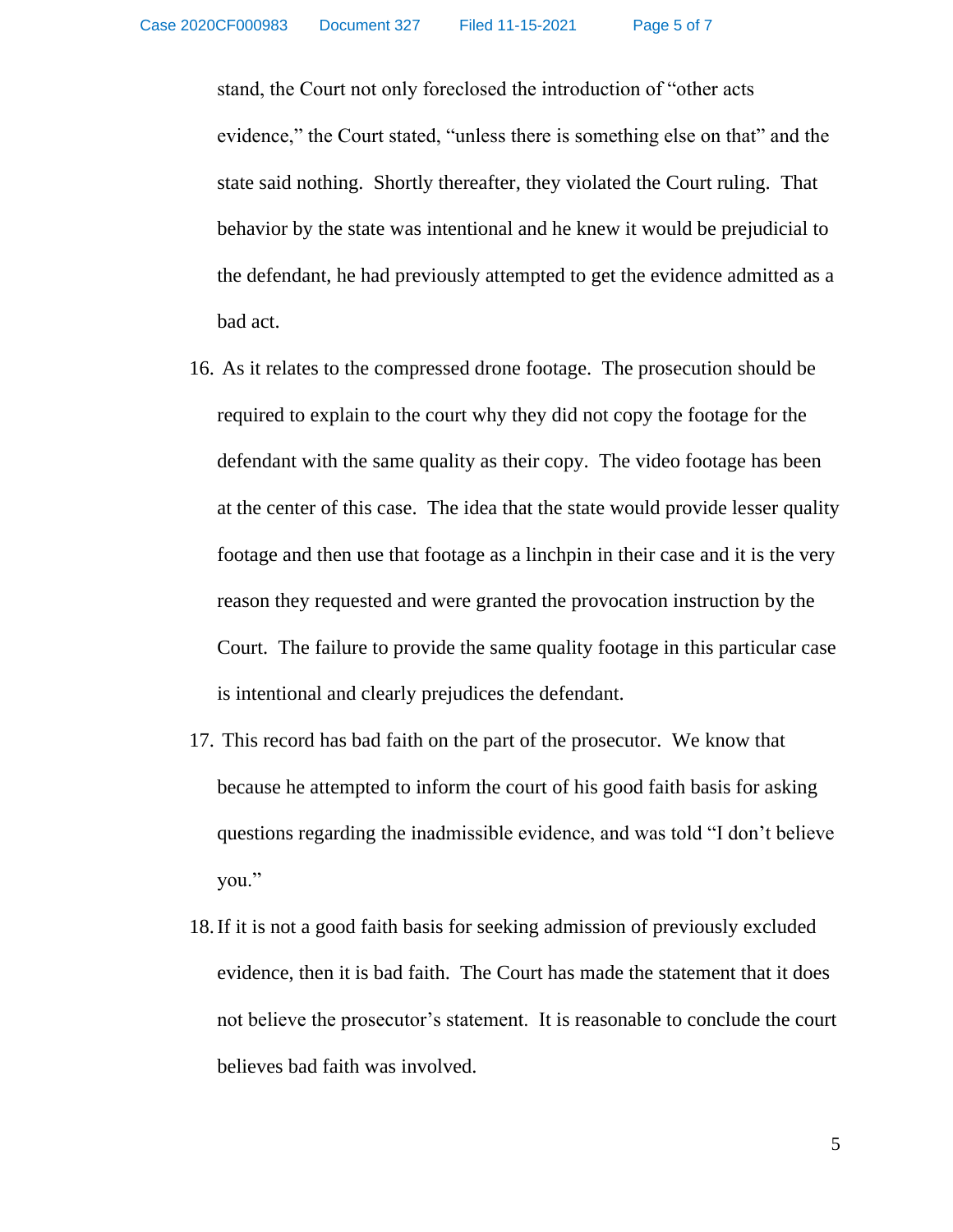stand, the Court not only foreclosed the introduction of "other acts evidence," the Court stated, "unless there is something else on that" and the state said nothing. Shortly thereafter, they violated the Court ruling. That behavior by the state was intentional and he knew it would be prejudicial to the defendant, he had previously attempted to get the evidence admitted as a bad act.

16. As it relates to the compressed drone footage. The prosecution should be required to explain to the court why they did not copy the footage for the defendant with the same quality as their copy. The video footage has been at the center of this case. The idea that the state would provide lesser quality footage and then use that footage as a linchpin in their case and it is the very reason they requested and were granted the provocation instruction by the Court. The failure to provide the same quality footage in this particular case is intentional and clearly prejudices the defendant.

17. This record has bad faith on the part of the prosecutor. We know that because he attempted to inform the court of his good faith basis for asking questions regarding the inadmissible evidence, and was told "I don't believe you."

18. If it is not a good faith basis for seeking admission of previously excluded evidence, then it is bad faith. The Court has made the statement that it does not believe the prosecutor's statement. It is reasonable to conclude the court believes bad faith was involved.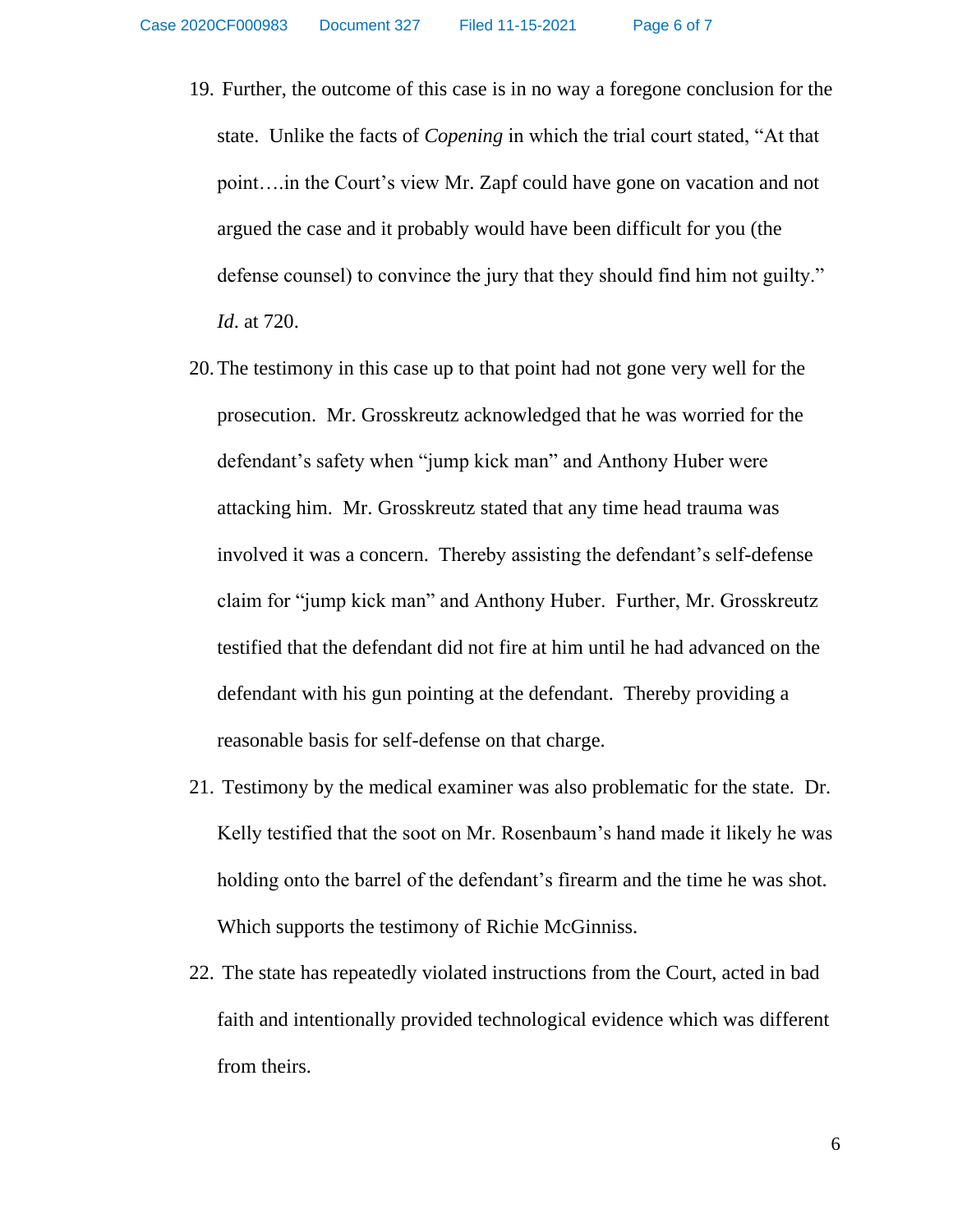19. Further, the outcome of this case is in no way a foregone conclusion for the state. Unlike the facts of *Copening* in which the trial court stated, "At that point….in the Court's view Mr. Zapf could have gone on vacation and not argued the case and it probably would have been difficult for you (the defense counsel) to convince the jury that they should find him not guilty." *Id*. at 720.

20. The testimony in this case up to that point had not gone very well for the prosecution. Mr. Grosskreutz acknowledged that he was worried for the defendant's safety when "jump kick man" and Anthony Huber were attacking him. Mr. Grosskreutz stated that any time head trauma was involved it was a concern. Thereby assisting the defendant's self-defense claim for "jump kick man" and Anthony Huber. Further, Mr. Grosskreutz testified that the defendant did not fire at him until he had advanced on the defendant with his gun pointing at the defendant. Thereby providing a reasonable basis for self-defense on that charge.

21. Testimony by the medical examiner was also problematic for the state. Dr. Kelly testified that the soot on Mr. Rosenbaum's hand made it likely he was holding onto the barrel of the defendant's firearm and the time he was shot. Which supports the testimony of Richie McGinniss.

22. The state has repeatedly violated instructions from the Court, acted in bad faith and intentionally provided technological evidence which was different from theirs.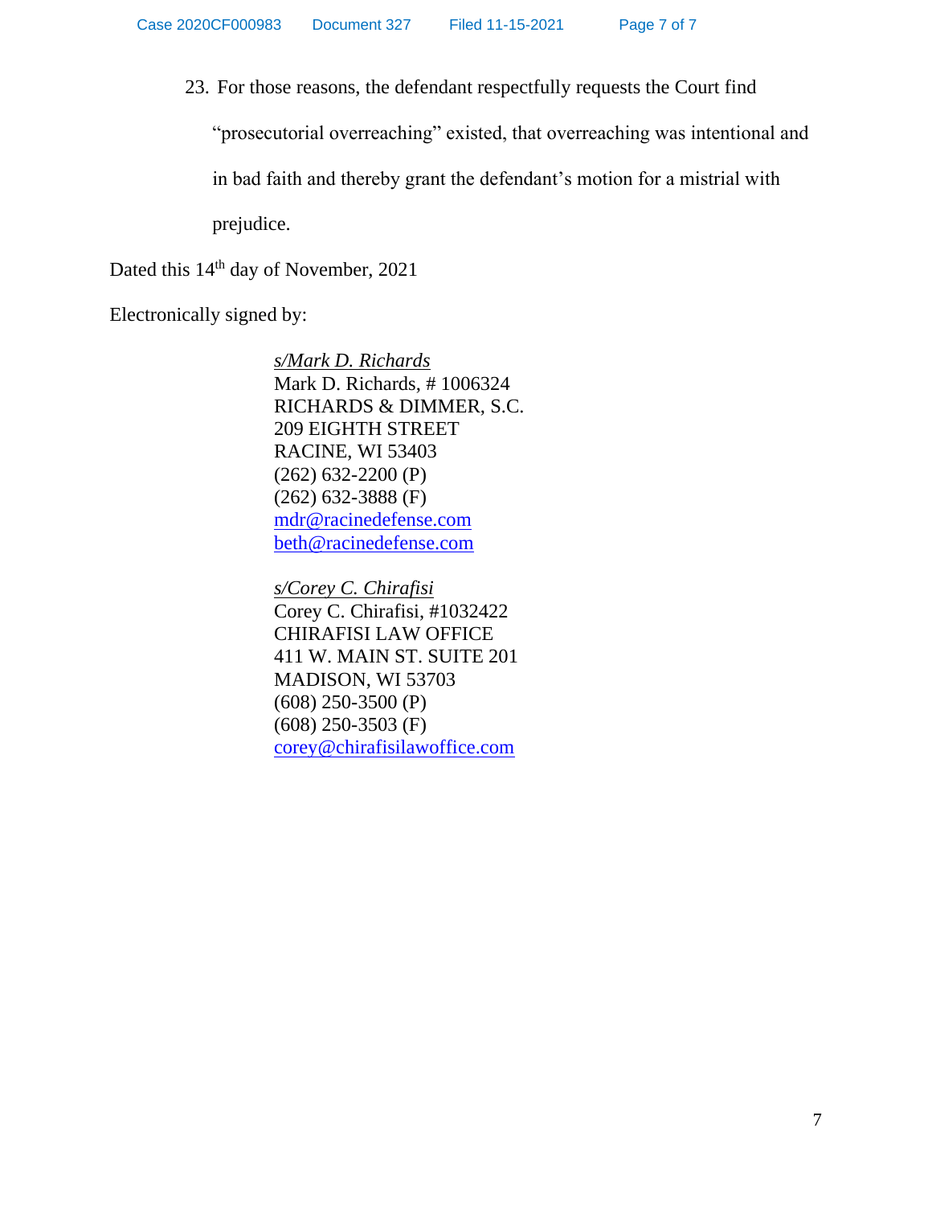23. For those reasons, the defendant respectfully requests the Court find "prosecutorial overreaching" existed, that overreaching was intentional and in bad faith and thereby grant the defendant's motion for a mistrial with prejudice.

Dated this 14th day of November, 2021

Electronically signed by:

*s/Mark D. Richards*
Mark D. Richards, # 1006324
RICHARDS & DIMMER, S.C.
209 EIGHTH STREET
RACINE, WI 53403
(262) 632-2200 (P)
(262) 632-3888 (F)
mdr@racinedefense.com
beth@racinedefense.com

*s/Corey C. Chirafisi*
Corey C. Chirafisi, #1032422
CHIRAFISI LAW OFFICE
411 W. MAIN ST. SUITE 201
MADISON, WI 53703
(608) 250-3500 (P)
(608) 250-3503 (F)
corey@chirafisilawoffice.com